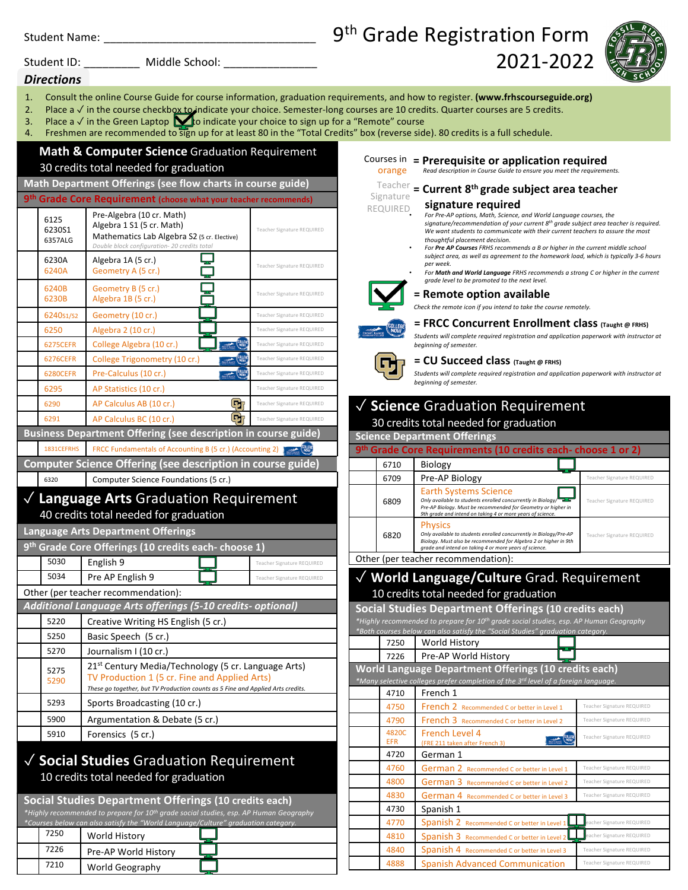Student Name: ________________________________

Student ID: _________ Middle School: ______________

# 9th Grade Registration Form 2021-2022

## Directions

1. Consult the online Course Guide for course information, graduation requirements, and how to register. **(www.frhscourseguide.org)**
2. Place a ✓ in the course checkbox to indicate your choice. Semester-long courses are 10 credits. Quarter courses are 5 credits.
3. Place a ✓ in the Green Laptop to indicate your choice to sign up for a "Remote" course
4. Freshmen are recommended to sign up for at least 80 in the "Total Credits" box (reverse side). 80 credits is a full schedule.

## Math & Computer Science Graduation Requirement

30 credits total needed for graduation

### Math Department Offerings (see flow charts in course guide)

**9th Grade Core Requirement** (choose what your teacher recommends)

| | Code | Course | Teacher Signature |
|---|---|---|---|
| | 6125 / 6230S1 / 6357ALG | Pre-Algebra (10 cr. Math) / Algebra 1 S1 (5 cr. Math) / Mathematics Lab Algebra S2 (5 cr. Elective) — *Double block configuration- 20 credits total* | Teacher Signature REQUIRED |
| | 6230A / 6240A | Algebra 1A (5 cr.) / Geometry A (5 cr.) | Teacher Signature REQUIRED |
| | 6240B / 6230B | Geometry B (5 cr.) / Algebra 1B (5 cr.) | Teacher Signature REQUIRED |
| | 6240S1/S2 | Geometry (10 cr.) | Teacher Signature REQUIRED |
| | 6250 | Algebra 2 (10 cr.) | Teacher Signature REQUIRED |
| | 6275CEFR | College Algebra (10 cr.) | Teacher Signature REQUIRED |
| | 6276CEFR | College Trigonometry (10 cr.) | Teacher Signature REQUIRED |
| | 6280CEFR | Pre-Calculus (10 cr.) | Teacher Signature REQUIRED |
| | 6295 | AP Statistics (10 cr.) | Teacher Signature REQUIRED |
| | 6290 | AP Calculus AB (10 cr.) | Teacher Signature REQUIRED |
| | 6291 | AP Calculus BC (10 cr.) | Teacher Signature REQUIRED |

### Business Department Offering (see description in course guide)

| | Code | Course |
|---|---|---|
| | 1831CEFRHS | FRCC Fundamentals of Accounting B (5 cr.) (Accounting 2) |

### Computer Science Offering (see description in course guide)

| | Code | Course |
|---|---|---|
| | 6320 | Computer Science Foundations (5 cr.) |

## ✓ Language Arts Graduation Requirement

40 credits total needed for graduation

### Language Arts Department Offerings

**9th Grade Core Offerings (10 credits each- choose 1)**

| | Code | Course | Teacher Signature |
|---|---|---|---|
| | 5030 | English 9 | Teacher Signature REQUIRED |
| | 5034 | Pre AP English 9 | Teacher Signature REQUIRED |

Other (per teacher recommendation):

***Additional Language Arts offerings (5-10 credits- optional)***

| | Code | Course |
|---|---|---|
| | 5220 | Creative Writing HS English (5 cr.) |
| | 5250 | Basic Speech (5 cr.) |
| | 5270 | Journalism I (10 cr.) |
| | 5275 / 5290 | 21st Century Media/Technology (5 cr. Language Arts) / TV Production 1 (5 cr. Fine and Applied Arts) — *These go together, but TV Production counts as 5 Fine and Applied Arts credits.* |
| | 5293 | Sports Broadcasting (10 cr.) |
| | 5900 | Argumentation & Debate (5 cr.) |
| | 5910 | Forensics (5 cr.) |

## ✓ Social Studies Graduation Requirement

10 credits total needed for graduation

### Social Studies Department Offerings (10 credits each)

*\*Highly recommended to prepare for 10th grade social studies, esp. AP Human Geography*
*\*Courses below can also satisfy the "World Language/Culture" graduation category.*

| | Code | Course |
|---|---|---|
| | 7250 | World History |
| | 7226 | Pre-AP World History |
| | 7210 | World Geography |

---

Courses in orange = **Prerequisite or application required**
*Read description in Course Guide to ensure you meet the requirements.*

Teacher Signature REQUIRED = **Current 8th grade subject area teacher signature required**

- *For Pre-AP options, Math, Science, and World Language courses, the signature/recommendation of your current 8th grade subject area teacher is required. We want students to communicate with their current teachers to assure the most thoughtful placement decision.*
- *For **Pre AP Courses** FRHS recommends a B or higher in the current middle school subject area, as well as agreement to the homework load, which is typically 3-6 hours per week.*
- *For **Math and World Language** FRHS recommends a strong C or higher in the current grade level to be promoted to the next level.*

= **Remote option available**
*Check the remote icon if you intend to take the course remotely.*

= **FRCC Concurrent Enrollment class** (Taught @ FRHS)
*Students will complete required registration and application paperwork with instructor at beginning of semester.*

= **CU Succeed class** (Taught @ FRHS)
*Students will complete required registration and application paperwork with instructor at beginning of semester.*

## ✓ Science Graduation Requirement

30 credits total needed for graduation

### Science Department Offerings

**9th Grade Core Requirements (10 credits each- choose 1 or 2)**

| | Code | Course | Teacher Signature |
|---|---|---|---|
| | 6710 | Biology | |
| | 6709 | Pre-AP Biology | Teacher Signature REQUIRED |
| | 6809 | Earth Systems Science — *Only available to students enrolled concurrently in Biology/Pre-AP Biology. Must be recommended for Geometry or higher in 9th grade and intend on taking 4 or more years of science.* | Teacher Signature REQUIRED |
| | 6820 | Physics — *Only available to students enrolled concurrently in Biology/Pre-AP Biology. Must also be recommended for Algebra 2 or higher in 9th grade and intend on taking 4 or more years of science.* | Teacher Signature REQUIRED |

Other (per teacher recommendation):

## ✓ World Language/Culture Grad. Requirement

10 credits total needed for graduation

### Social Studies Department Offerings (10 credits each)

*\*Highly recommended to prepare for 10th grade social studies, esp. AP Human Geography*
*\*Both courses below can also satisfy the "Social Studies" graduation category.*

| | Code | Course |
|---|---|---|
| | 7250 | World History |
| | 7226 | Pre-AP World History |

### World Language Department Offerings (10 credits each)

*\*Many selective colleges prefer completion of the 3rd level of a foreign language.*

| | Code | Course | Teacher Signature |
|---|---|---|---|
| | 4710 | French 1 | |
| | 4750 | French 2 Recommended C or better in Level 1 | Teacher Signature REQUIRED |
| | 4790 | French 3 Recommended C or better in Level 2 | Teacher Signature REQUIRED |
| | 4820C EFR | French Level 4 (FRE 211 taken after French 3) | Teacher Signature REQUIRED |
| | 4720 | German 1 | |
| | 4760 | German 2 Recommended C or better in Level 1 | Teacher Signature REQUIRED |
| | 4800 | German 3 Recommended C or better in Level 2 | Teacher Signature REQUIRED |
| | 4830 | German 4 Recommended C or better in Level 3 | Teacher Signature REQUIRED |
| | 4730 | Spanish 1 | |
| | 4770 | Spanish 2 Recommended C or better in Level 1 | Teacher Signature REQUIRED |
| | 4810 | Spanish 3 Recommended C or better in Level 2 | Teacher Signature REQUIRED |
| | 4840 | Spanish 4 Recommended C or better in Level 3 | Teacher Signature REQUIRED |
| | 4888 | Spanish Advanced Communication | Teacher Signature REQUIRED |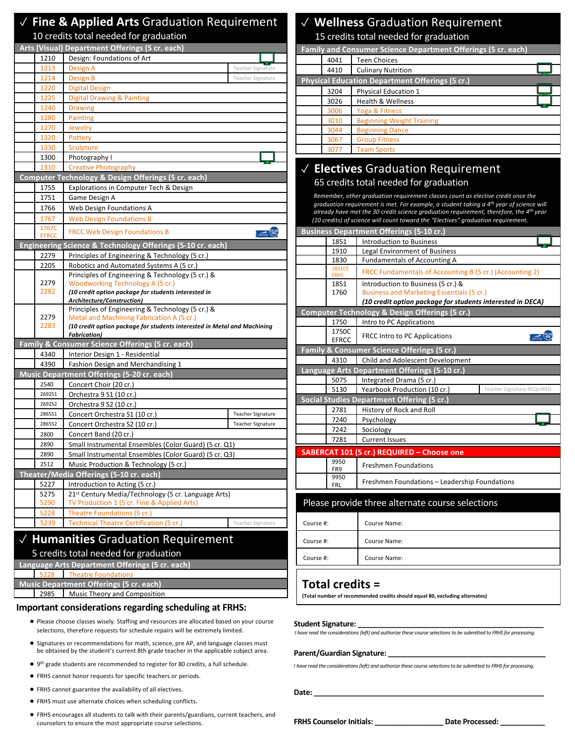## ✓ Fine & Applied Arts Graduation Requirement

10 credits total needed for graduation

| | | | |
|---|---|---|---|
| **Arts (Visual) Department Offerings (5 cr. each)** | | | |
| | 1210 | Design: Foundations of Art | |
| | 1213 | Design A | Teacher Signature |
| | 1214 | Design B | Teacher Signature |
| | 1220 | Digital Design | |
| | 1225 | Digital Drawing & Painting | |
| | 1240 | Drawing | |
| | 1280 | Painting | |
| | 1270 | Jewelry | |
| | 1320 | Pottery | |
| | 1330 | Sculpture | |
| | 1300 | Photography I | |
| | 1310 | Creative Photography | |
| **Computer Technology & Design Offerings (5 cr. each)** | | | |
| | 1755 | Explorations in Computer Tech & Design | |
| | 1751 | Game Design A | |
| | 1766 | Web Design Foundations A | |
| | 1767 | Web Design Foundations B | |
| | 1767C EFRCC | FRCC Web Design Foundations B | |
| **Engineering Science & Technology Offerings (5-10 cr. each)** | | | |
| | 2279 | Principles of Engineering & Technology (5 cr.) | |
| | 2205 | Robotics and Automated Systems A (5 cr.) | |
| | 2279 2282 | Principles of Engineering & Technology (5 cr.) & Woodworking Technology A (5 cr.) *(10 credit option package for students interested in Architecture/Construction)* | |
| | 2279 2283 | Principles of Engineering & Technology (5 cr.) & Metal and Machining Fabrication A (5 cr.) *(10 credit option package for students interested in Metal and Machining Fabrication)* | |
| **Family & Consumer Science Offerings (5 cr. each)** | | | |
| | 4340 | Interior Design 1 - Residential | |
| | 4390 | Fashion Design and Merchandising 1 | |
| **Music Department Offerings (5-20 cr. each)** | | | |
| | 2540 | Concert Choir (20 cr.) | |
| | 2692S1 | Orchestra 9 S1 (10 cr.) | |
| | 2692S2 | Orchestra 9 S2 (10 cr.) | |
| | 2865S1 | Concert Orchestra S1 (10 cr.) | Teacher Signature |
| | 2865S2 | Concert Orchestra S2 (10 cr.) | Teacher Signature |
| | 2800 | Concert Band (20 cr.) | |
| | 2890 | Small Instrumental Ensembles (Color Guard) (5 cr. Q1) | |
| | 2890 | Small Instrumental Ensembles (Color Guard) (5 cr. Q3) | |
| | 2512 | Music Production & Technology (5 cr.) | |
| **Theater/Media Offerings (5-10 cr. each)** | | | |
| | 5227 | Introduction to Acting (5 cr.) | |
| | 5275 5290 | 21st Century Media/Technology (5 cr. Language Arts) TV Production 1 (5 cr. Fine & Applied Arts) | |
| | 5228 | Theatre Foundations (5 cr.) | |
| | 5239 | Technical Theatre Certification (5 cr.) | Teacher Signature |

## ✓ Humanities Graduation Requirement

5 credits total needed for graduation

| | | |
|---|---|---|
| **Language Arts Department Offerings (5 cr. each)** | | |
| | 5228 | Theatre Foundations |
| **Music Department Offerings (5 cr. each)** | | |
| | 2985 | Music Theory and Composition |

### Important considerations regarding scheduling at FRHS:

- Please choose classes wisely. Staffing and resources are allocated based on your course selections, therefore requests for schedule repairs will be extremely limited.
- Signatures or recommendations for math, science, pre AP, and language classes must be obtained by the student's current 8th grade teacher in the applicable subject area.
- 9th grade students are recommended to register for 80 credits, a full schedule.
- FRHS cannot honor requests for specific teachers or periods.
- FRHS cannot guarantee the availability of all electives.
- FRHS must use alternate choices when scheduling conflicts.
- FRHS encourages all students to talk with their parents/guardians, current teachers, and counselors to ensure the most appropriate course selections.

## ✓ Wellness Graduation Requirement

15 credits total needed for graduation

| | | |
|---|---|---|
| **Family and Consumer Science Department Offerings (5 cr. each)** | | |
| | 4041 | Teen Choices |
| | 4410 | Culinary Nutrition |
| **Physical Education Department Offerings (5 cr.)** | | |
| | 3204 | Physical Education 1 |
| | 3026 | Health & Wellness |
| | 3006 | Yoga & Fitness |
| | 3010 | Beginning Weight Training |
| | 3044 | Beginning Dance |
| | 3067 | Group Fitness |
| | 3077 | Team Sports |

## ✓ Electives Graduation Requirement

65 credits total needed for graduation

*Remember, other graduation requirement classes count as elective credit once the graduation requirement is met. For example, a student taking a 4th year of science will already have met the 30 credit science graduation requirement, therefore, the 4th year (10 credits) of science will count toward the "Electives" graduation requirement.*

| | | | |
|---|---|---|---|
| **Business Department Offerings (5-10 cr.)** | | | |
| | 1851 | Introduction to Business | |
| | 1910 | Legal Environment of Business | |
| | 1830 | Fundamentals of Accounting A | |
| | 1831CE FRHS | FRCC Fundamentals of Accounting B (5 cr.) (Accounting 2) | |
| | 1851 1760 | Introduction to Business (5 cr.) & Business and Marketing Essentials (5 cr.) *(10 credit option package for students interested in DECA)* | |
| **Computer Technology & Design Offerings (5 cr.)** | | | |
| | 1750 | Intro to PC Applications | |
| | 1750C EFRCC | FRCC Intro to PC Applications | |
| **Family & Consumer Science Offerings (5 cr.)** | | | |
| | 4310 | Child and Adolescent Development | |
| **Language Arts Department Offerings (5-10 cr.)** | | | |
| | 5075 | Integrated Drama (5 cr.) | |
| | 5130 | Yearbook Production (10 cr.) | Teacher Signature REQUIRED |
| **Social Studies Department Offering (5 cr.)** | | | |
| | 2781 | History of Rock and Roll | |
| | 7240 | Psychology | |
| | 7242 | Sociology | |
| | 7281 | Current Issues | |
| **SABERCAT 101 (5 cr.) REQUIRED – Choose one** | | | |
| | 9950 FR9 | Freshmen Foundations | |
| | 9950 FRL | Freshmen Foundations – Leadership Foundations | |

### Please provide three alternate course selections

| | |
|---|---|
| Course #: | Course Name: |
| Course #: | Course Name: |
| Course #: | Course Name: |

## Total credits =

**(Total number of recommended credits should equal 80, excluding alternates)**

**Student Signature:** ______________________________

*I have read the considerations (left) and authorize these course selections to be submitted to FRHS for processing.*

**Parent/Guardian Signature:** ______________________________

*I have read the considerations (left) and authorize these course selections to be submitted to FRHS for processing.*

**Date:** ______________________________

**FRHS Counselor Initials:** ______________ **Date Processed:** __________